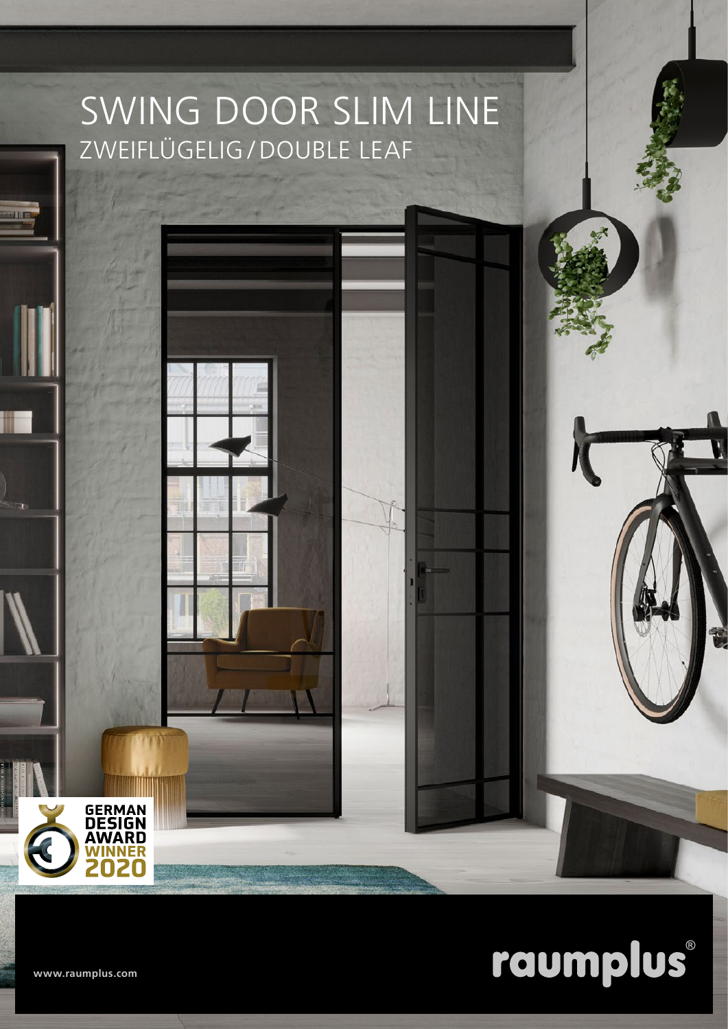# SWING DOOR SLIM LINE

## ZWEIFLÜGELIG / DOUBLE LEAF

GERMAN DESIGN AWARD WINNER 2020

www.raumplus.com

raumplus®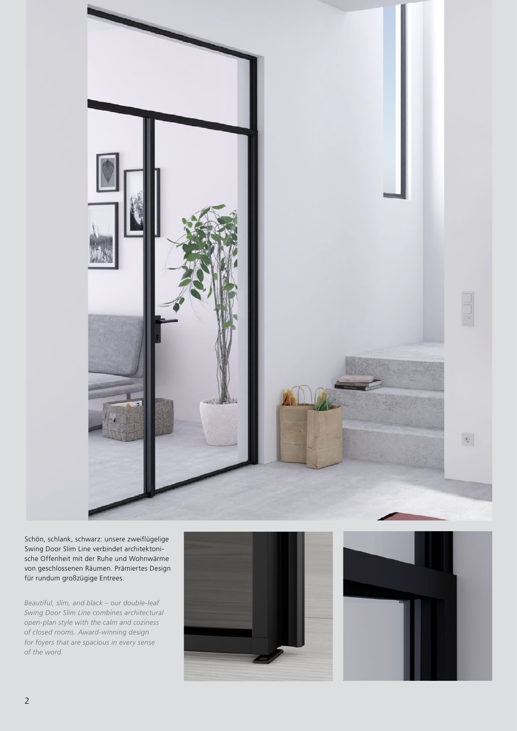Schön, schlank, schwarz: unsere zweiflügelige Swing Door Slim Line verbindet architektonische Offenheit mit der Ruhe und Wohnwärme von geschlossenen Räumen. Prämiertes Design für rundum großzügige Entrees.

*Beautiful, slim, and black – our double-leaf Swing Door Slim Line combines architectural open-plan style with the calm and coziness of closed rooms. Award-winning design for foyers that are spacious in every sense of the word.*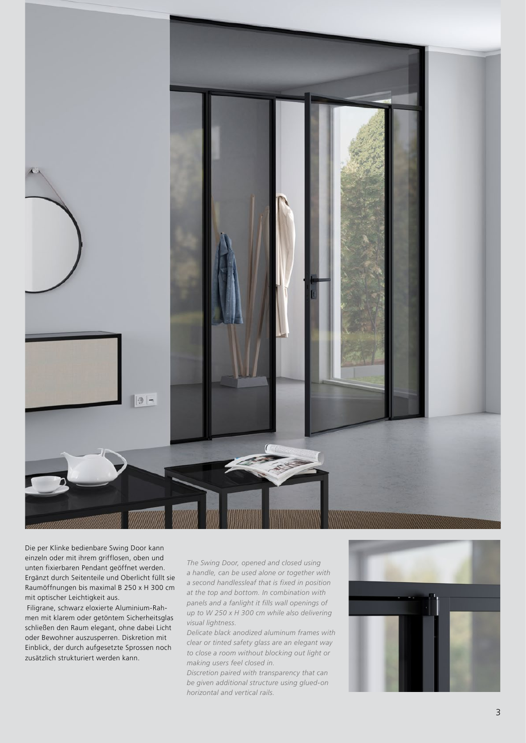Die per Klinke bedienbare Swing Door kann einzeln oder mit ihrem grifflosen, oben und unten fixierbaren Pendant geöffnet werden. Ergänzt durch Seitenteile und Oberlicht füllt sie Raumöffnungen bis maximal B 250 x H 300 cm mit optischer Leichtigkeit aus.

Filigrane, schwarz eloxierte Aluminium-Rahmen mit klarem oder getöntem Sicherheitsglas schließen den Raum elegant, ohne dabei Licht oder Bewohner auszusperren. Diskretion mit Einblick, der durch aufgesetzte Sprossen noch zusätzlich strukturiert werden kann.

*The Swing Door, opened and closed using a handle, can be used alone or together with a second handlessleaf that is fixed in position at the top and bottom. In combination with panels and a fanlight it fills wall openings of up to W 250 x H 300 cm while also delivering visual lightness.*

*Delicate black anodized aluminum frames with clear or tinted safety glass are an elegant way to close a room without blocking out light or making users feel closed in.*

*Discretion paired with transparency that can be given additional structure using glued-on horizontal and vertical rails.*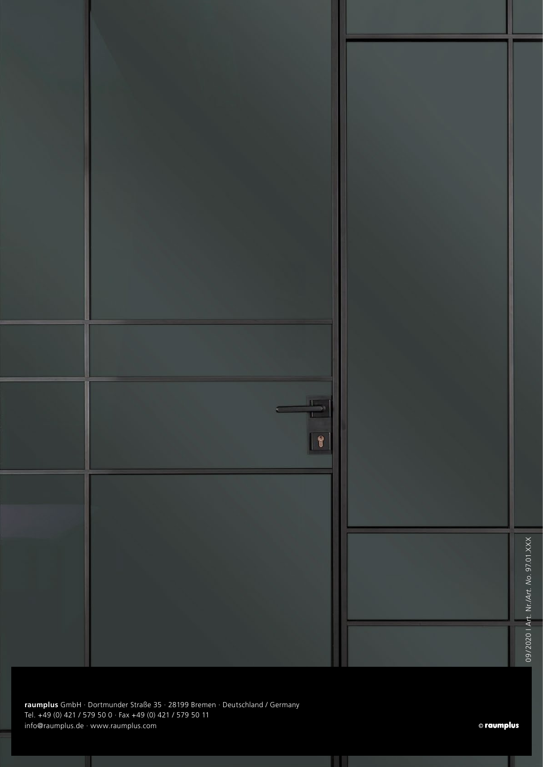**raumplus** GmbH · Dortmunder Straße 35 · 28199 Bremen · Deutschland / Germany
Tel. +49 (0) 421 / 579 50 0 · Fax +49 (0) 421 / 579 50 11
info@raumplus.de · www.raumplus.com

© raumplus

09/2020 | Art. Nr./*Art. No.* 97.01.XXX